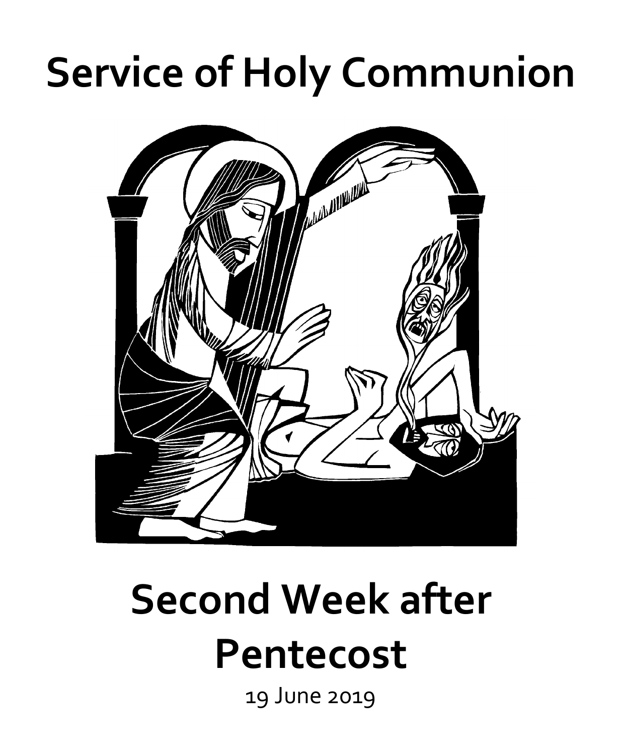# Service of Holy Communion

# Second Week after Pentecost

19 June 2019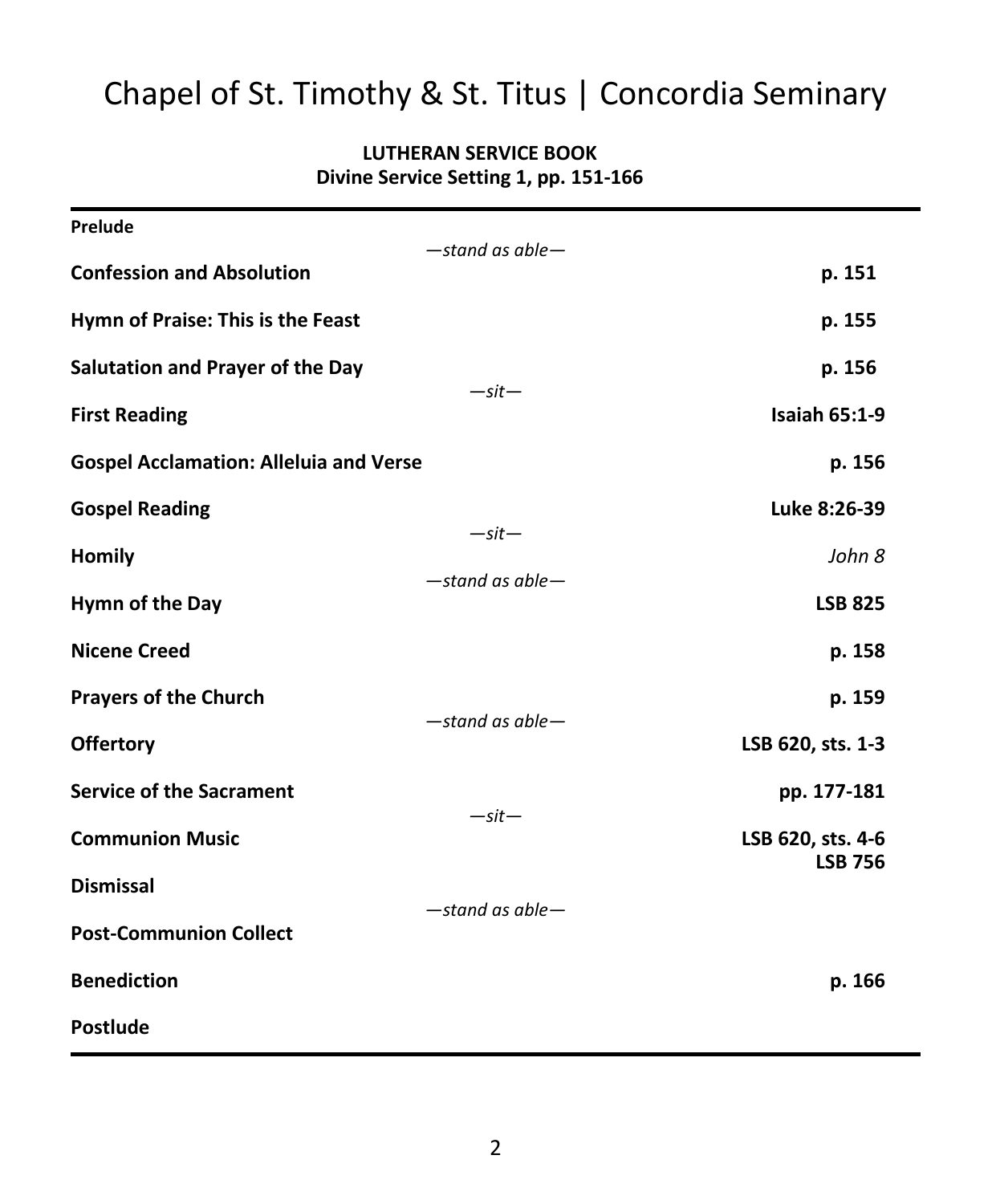# Chapel of St. Timothy & St. Titus | Concordia Seminary

**LUTHERAN SERVICE BOOK**
**Divine Service Setting 1, pp. 151-166**

---

**Prelude**

*—stand as able—*

**Confession and Absolution** — **p. 151**

**Hymn of Praise: This is the Feast** — **p. 155**

**Salutation and Prayer of the Day** — **p. 156**

*—sit—*

**First Reading** — **Isaiah 65:1-9**

**Gospel Acclamation: Alleluia and Verse** — **p. 156**

**Gospel Reading** — **Luke 8:26-39**

*—sit—*

**Homily** — *John 8*

*—stand as able—*

**Hymn of the Day** — **LSB 825**

**Nicene Creed** — **p. 158**

**Prayers of the Church** — **p. 159**

*—stand as able—*

**Offertory** — **LSB 620, sts. 1-3**

**Service of the Sacrament** — **pp. 177-181**

*—sit—*

**Communion Music** — **LSB 620, sts. 4-6**
**LSB 756**

**Dismissal**

*—stand as able—*

**Post-Communion Collect**

**Benediction** — **p. 166**

**Postlude**

---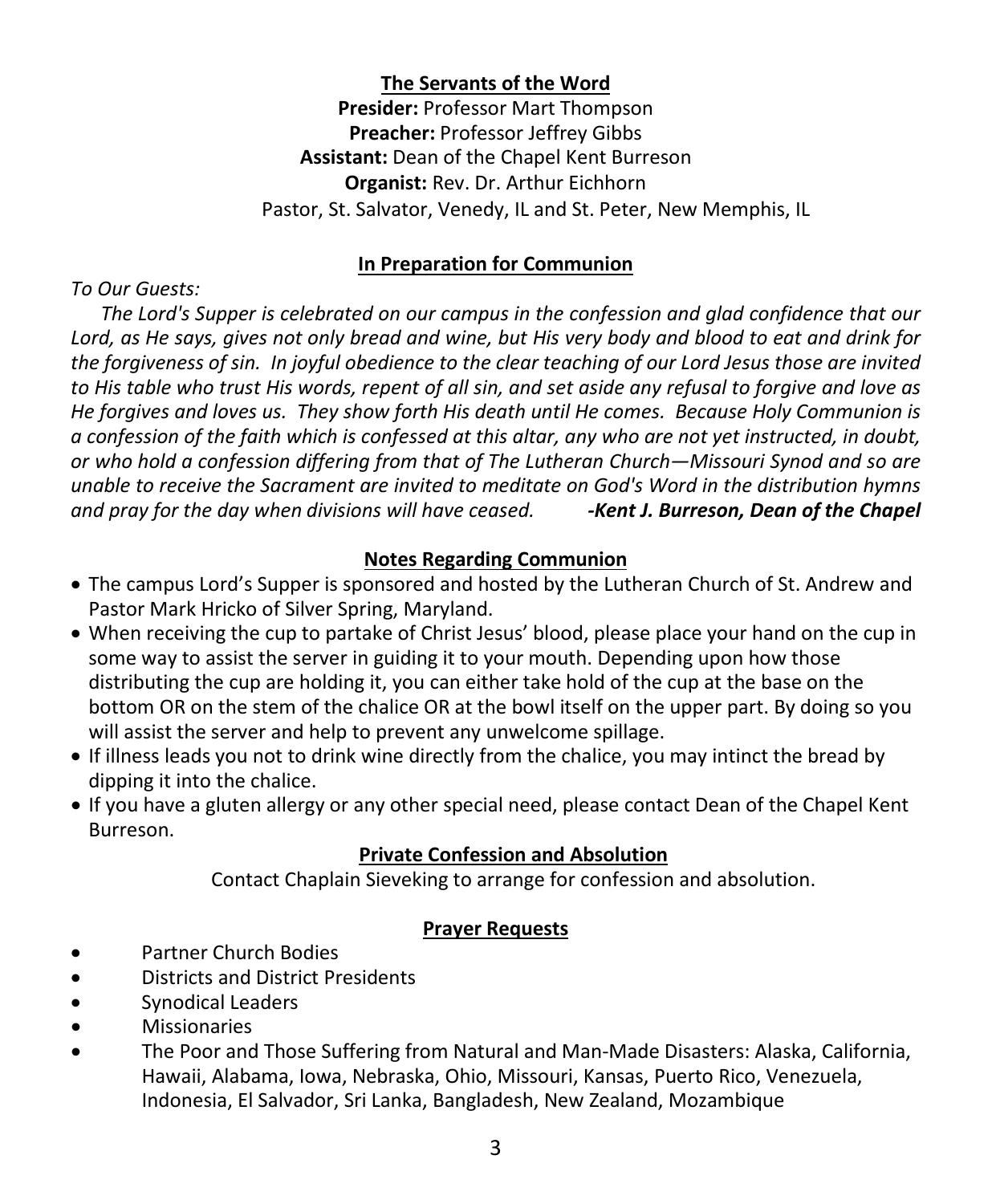## The Servants of the Word

**Presider:** Professor Mart Thompson
**Preacher:** Professor Jeffrey Gibbs
**Assistant:** Dean of the Chapel Kent Burreson
**Organist:** Rev. Dr. Arthur Eichhorn
Pastor, St. Salvator, Venedy, IL and St. Peter, New Memphis, IL

## In Preparation for Communion

*To Our Guests:*

*The Lord's Supper is celebrated on our campus in the confession and glad confidence that our Lord, as He says, gives not only bread and wine, but His very body and blood to eat and drink for the forgiveness of sin. In joyful obedience to the clear teaching of our Lord Jesus those are invited to His table who trust His words, repent of all sin, and set aside any refusal to forgive and love as He forgives and loves us. They show forth His death until He comes. Because Holy Communion is a confession of the faith which is confessed at this altar, any who are not yet instructed, in doubt, or who hold a confession differing from that of The Lutheran Church—Missouri Synod and so are unable to receive the Sacrament are invited to meditate on God's Word in the distribution hymns and pray for the day when divisions will have ceased.* ***-Kent J. Burreson, Dean of the Chapel***

## Notes Regarding Communion

- The campus Lord's Supper is sponsored and hosted by the Lutheran Church of St. Andrew and Pastor Mark Hricko of Silver Spring, Maryland.
- When receiving the cup to partake of Christ Jesus' blood, please place your hand on the cup in some way to assist the server in guiding it to your mouth. Depending upon how those distributing the cup are holding it, you can either take hold of the cup at the base on the bottom OR on the stem of the chalice OR at the bowl itself on the upper part. By doing so you will assist the server and help to prevent any unwelcome spillage.
- If illness leads you not to drink wine directly from the chalice, you may intinct the bread by dipping it into the chalice.
- If you have a gluten allergy or any other special need, please contact Dean of the Chapel Kent Burreson.

## Private Confession and Absolution

Contact Chaplain Sieveking to arrange for confession and absolution.

## Prayer Requests

- Partner Church Bodies
- Districts and District Presidents
- Synodical Leaders
- Missionaries
- The Poor and Those Suffering from Natural and Man-Made Disasters: Alaska, California, Hawaii, Alabama, Iowa, Nebraska, Ohio, Missouri, Kansas, Puerto Rico, Venezuela, Indonesia, El Salvador, Sri Lanka, Bangladesh, New Zealand, Mozambique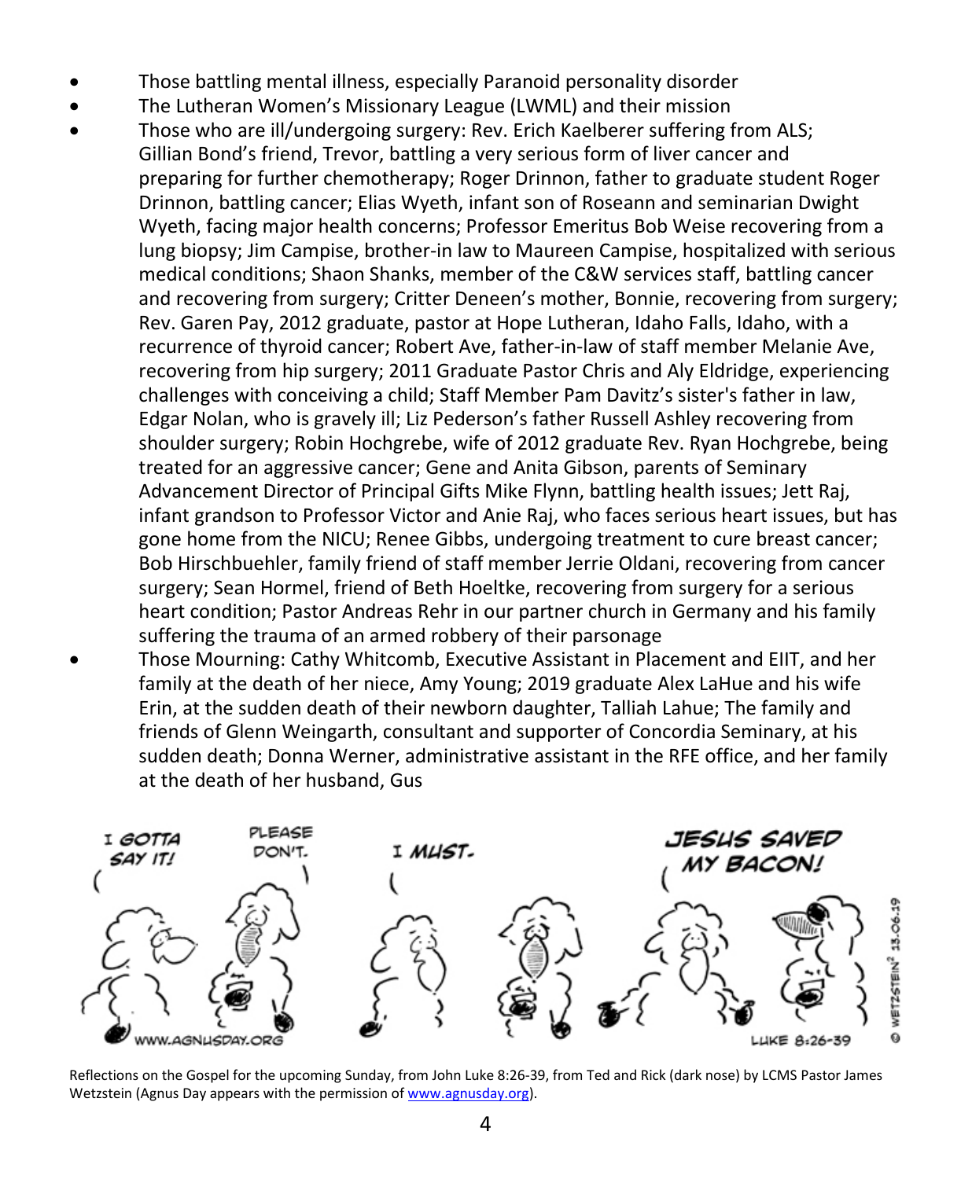- Those battling mental illness, especially Paranoid personality disorder
- The Lutheran Women's Missionary League (LWML) and their mission
- Those who are ill/undergoing surgery: Rev. Erich Kaelberer suffering from ALS; Gillian Bond's friend, Trevor, battling a very serious form of liver cancer and preparing for further chemotherapy; Roger Drinnon, father to graduate student Roger Drinnon, battling cancer; Elias Wyeth, infant son of Roseann and seminarian Dwight Wyeth, facing major health concerns; Professor Emeritus Bob Weise recovering from a lung biopsy; Jim Campise, brother-in law to Maureen Campise, hospitalized with serious medical conditions; Shaon Shanks, member of the C&W services staff, battling cancer and recovering from surgery; Critter Deneen's mother, Bonnie, recovering from surgery; Rev. Garen Pay, 2012 graduate, pastor at Hope Lutheran, Idaho Falls, Idaho, with a recurrence of thyroid cancer; Robert Ave, father-in-law of staff member Melanie Ave, recovering from hip surgery; 2011 Graduate Pastor Chris and Aly Eldridge, experiencing challenges with conceiving a child; Staff Member Pam Davitz's sister's father in law, Edgar Nolan, who is gravely ill; Liz Pederson's father Russell Ashley recovering from shoulder surgery; Robin Hochgrebe, wife of 2012 graduate Rev. Ryan Hochgrebe, being treated for an aggressive cancer; Gene and Anita Gibson, parents of Seminary Advancement Director of Principal Gifts Mike Flynn, battling health issues; Jett Raj, infant grandson to Professor Victor and Anie Raj, who faces serious heart issues, but has gone home from the NICU; Renee Gibbs, undergoing treatment to cure breast cancer; Bob Hirschbuehler, family friend of staff member Jerrie Oldani, recovering from cancer surgery; Sean Hormel, friend of Beth Hoeltke, recovering from surgery for a serious heart condition; Pastor Andreas Rehr in our partner church in Germany and his family suffering the trauma of an armed robbery of their parsonage
- Those Mourning: Cathy Whitcomb, Executive Assistant in Placement and EIIT, and her family at the death of her niece, Amy Young; 2019 graduate Alex LaHue and his wife Erin, at the sudden death of their newborn daughter, Talliah Lahue; The family and friends of Glenn Weingarth, consultant and supporter of Concordia Seminary, at his sudden death; Donna Werner, administrative assistant in the RFE office, and her family at the death of her husband, Gus

Reflections on the Gospel for the upcoming Sunday, from John Luke 8:26-39, from Ted and Rick (dark nose) by LCMS Pastor James Wetzstein (Agnus Day appears with the permission of www.agnusday.org).